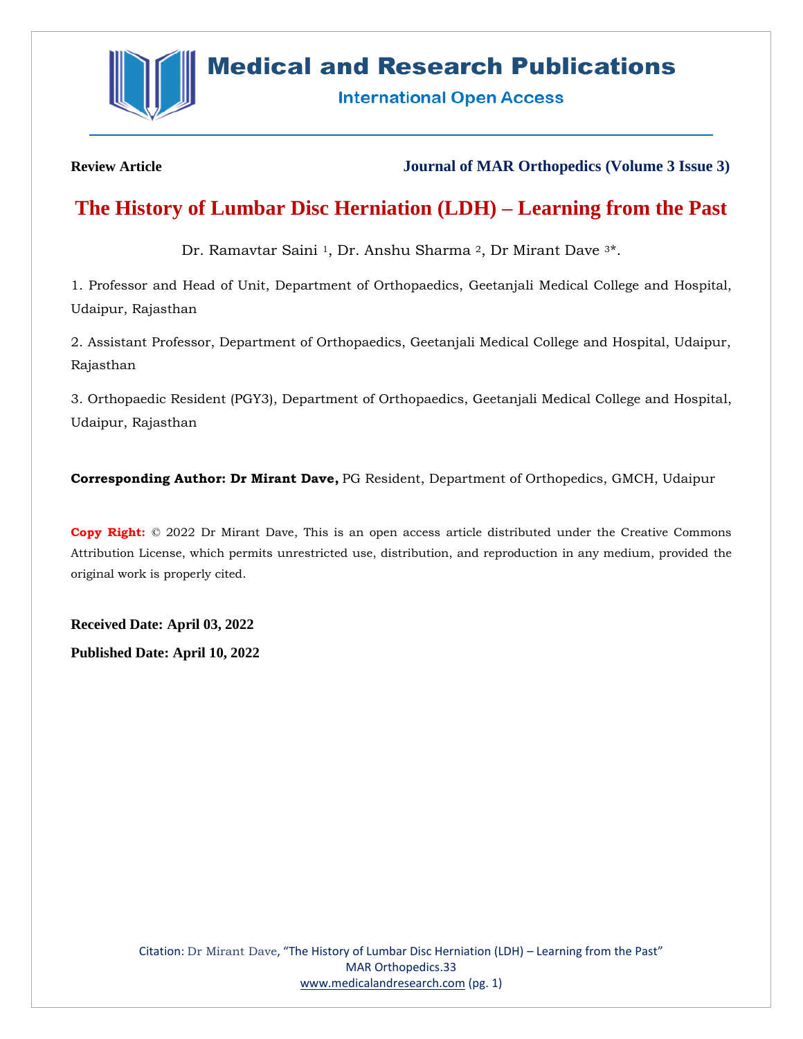**Review Article** **Journal of MAR Orthopedics (Volume 3 Issue 3)**

# The History of Lumbar Disc Herniation (LDH) – Learning from the Past

Dr. Ramavtar Saini [1], Dr. Anshu Sharma [2], Dr Mirant Dave [3]*.

1. Professor and Head of Unit, Department of Orthopaedics, Geetanjali Medical College and Hospital, Udaipur, Rajasthan

2. Assistant Professor, Department of Orthopaedics, Geetanjali Medical College and Hospital, Udaipur, Rajasthan

3. Orthopaedic Resident (PGY3), Department of Orthopaedics, Geetanjali Medical College and Hospital, Udaipur, Rajasthan

**Corresponding Author: Dr Mirant Dave,** PG Resident, Department of Orthopedics, GMCH, Udaipur

**Copy Right:** © 2022 Dr Mirant Dave, This is an open access article distributed under the Creative Commons Attribution License, which permits unrestricted use, distribution, and reproduction in any medium, provided the original work is properly cited.

**Received Date: April 03, 2022**

**Published Date: April 10, 2022**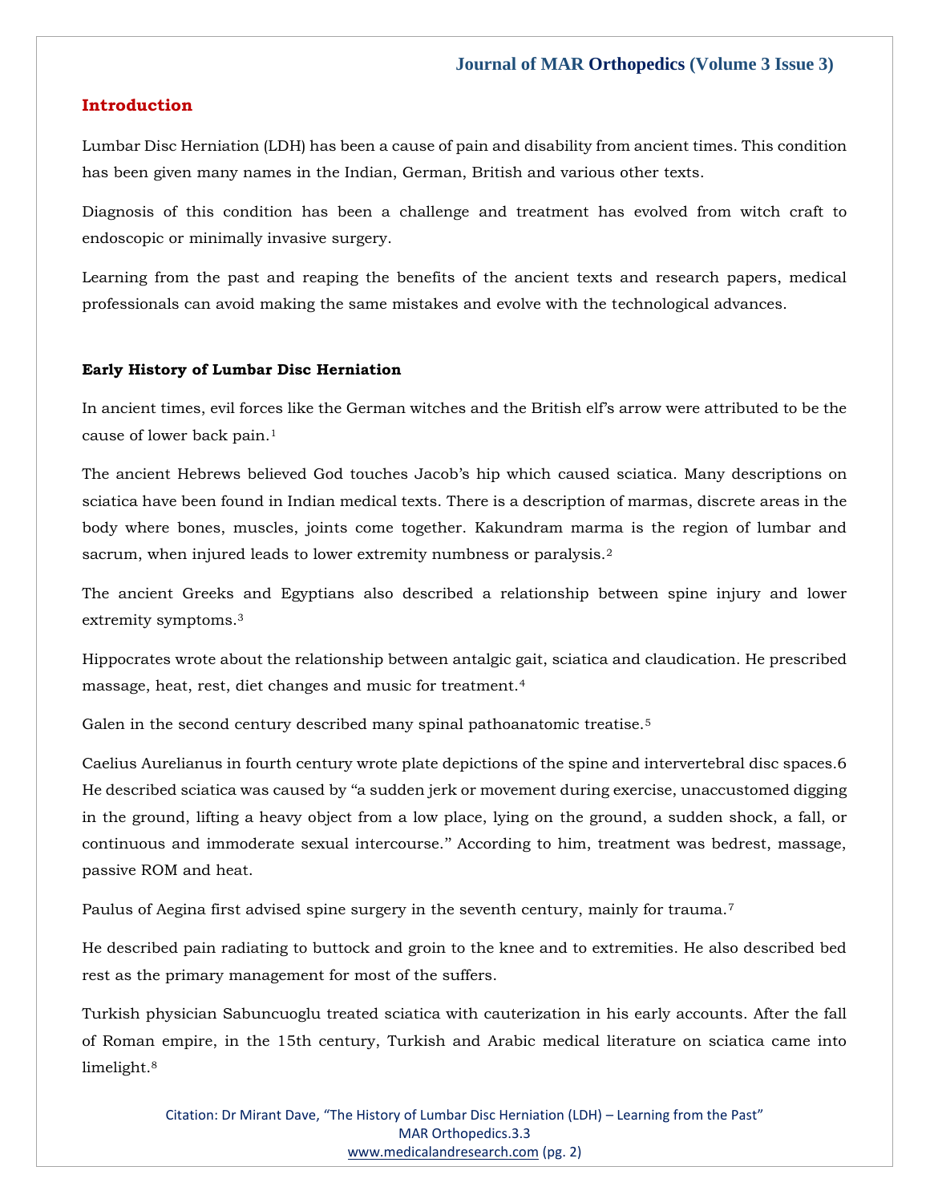## Introduction

Lumbar Disc Herniation (LDH) has been a cause of pain and disability from ancient times. This condition has been given many names in the Indian, German, British and various other texts.

Diagnosis of this condition has been a challenge and treatment has evolved from witch craft to endoscopic or minimally invasive surgery.

Learning from the past and reaping the benefits of the ancient texts and research papers, medical professionals can avoid making the same mistakes and evolve with the technological advances.

### Early History of Lumbar Disc Herniation

In ancient times, evil forces like the German witches and the British elf's arrow were attributed to be the cause of lower back pain.[1]

The ancient Hebrews believed God touches Jacob's hip which caused sciatica. Many descriptions on sciatica have been found in Indian medical texts. There is a description of marmas, discrete areas in the body where bones, muscles, joints come together. Kakundram marma is the region of lumbar and sacrum, when injured leads to lower extremity numbness or paralysis.[2]

The ancient Greeks and Egyptians also described a relationship between spine injury and lower extremity symptoms.[3]

Hippocrates wrote about the relationship between antalgic gait, sciatica and claudication. He prescribed massage, heat, rest, diet changes and music for treatment.[4]

Galen in the second century described many spinal pathoanatomic treatise.[5]

Caelius Aurelianus in fourth century wrote plate depictions of the spine and intervertebral disc spaces.6 He described sciatica was caused by "a sudden jerk or movement during exercise, unaccustomed digging in the ground, lifting a heavy object from a low place, lying on the ground, a sudden shock, a fall, or continuous and immoderate sexual intercourse." According to him, treatment was bedrest, massage, passive ROM and heat.

Paulus of Aegina first advised spine surgery in the seventh century, mainly for trauma.[7]

He described pain radiating to buttock and groin to the knee and to extremities. He also described bed rest as the primary management for most of the suffers.

Turkish physician Sabuncuoglu treated sciatica with cauterization in his early accounts. After the fall of Roman empire, in the 15th century, Turkish and Arabic medical literature on sciatica came into limelight.[8]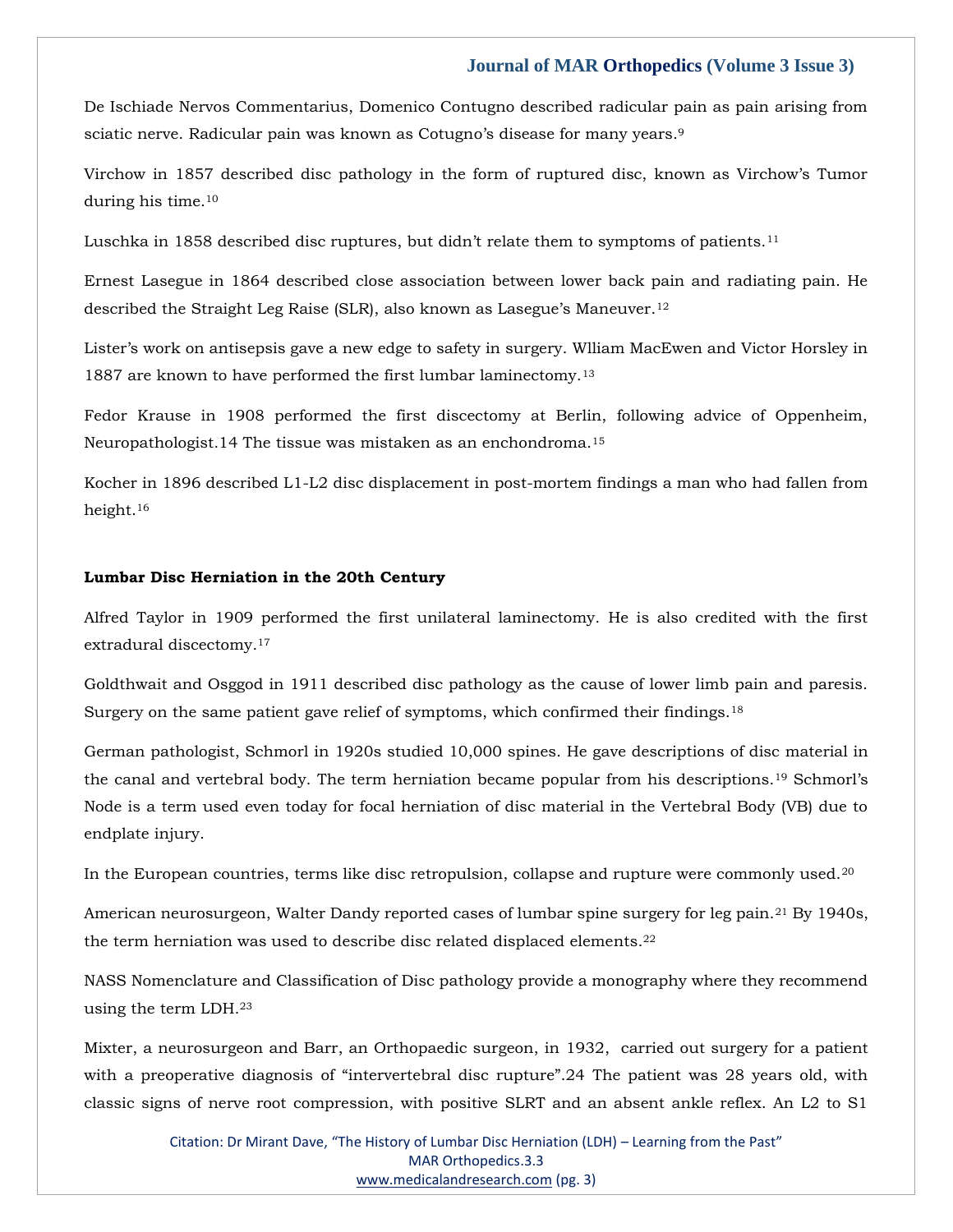De Ischiade Nervos Commentarius, Domenico Contugno described radicular pain as pain arising from sciatic nerve. Radicular pain was known as Cotugno's disease for many years.[9]

Virchow in 1857 described disc pathology in the form of ruptured disc, known as Virchow's Tumor during his time.[10]

Luschka in 1858 described disc ruptures, but didn't relate them to symptoms of patients.[11]

Ernest Lasegue in 1864 described close association between lower back pain and radiating pain. He described the Straight Leg Raise (SLR), also known as Lasegue's Maneuver.[12]

Lister's work on antisepsis gave a new edge to safety in surgery. Wlliam MacEwen and Victor Horsley in 1887 are known to have performed the first lumbar laminectomy.[13]

Fedor Krause in 1908 performed the first discectomy at Berlin, following advice of Oppenheim, Neuropathologist.14 The tissue was mistaken as an enchondroma.[15]

Kocher in 1896 described L1-L2 disc displacement in post-mortem findings a man who had fallen from height.[16]

## Lumbar Disc Herniation in the 20th Century

Alfred Taylor in 1909 performed the first unilateral laminectomy. He is also credited with the first extradural discectomy.[17]

Goldthwait and Osggod in 1911 described disc pathology as the cause of lower limb pain and paresis. Surgery on the same patient gave relief of symptoms, which confirmed their findings.[18]

German pathologist, Schmorl in 1920s studied 10,000 spines. He gave descriptions of disc material in the canal and vertebral body. The term herniation became popular from his descriptions.[19] Schmorl's Node is a term used even today for focal herniation of disc material in the Vertebral Body (VB) due to endplate injury.

In the European countries, terms like disc retropulsion, collapse and rupture were commonly used.[20]

American neurosurgeon, Walter Dandy reported cases of lumbar spine surgery for leg pain.[21] By 1940s, the term herniation was used to describe disc related displaced elements.[22]

NASS Nomenclature and Classification of Disc pathology provide a monography where they recommend using the term LDH.[23]

Mixter, a neurosurgeon and Barr, an Orthopaedic surgeon, in 1932, carried out surgery for a patient with a preoperative diagnosis of "intervertebral disc rupture".24 The patient was 28 years old, with classic signs of nerve root compression, with positive SLRT and an absent ankle reflex. An L2 to S1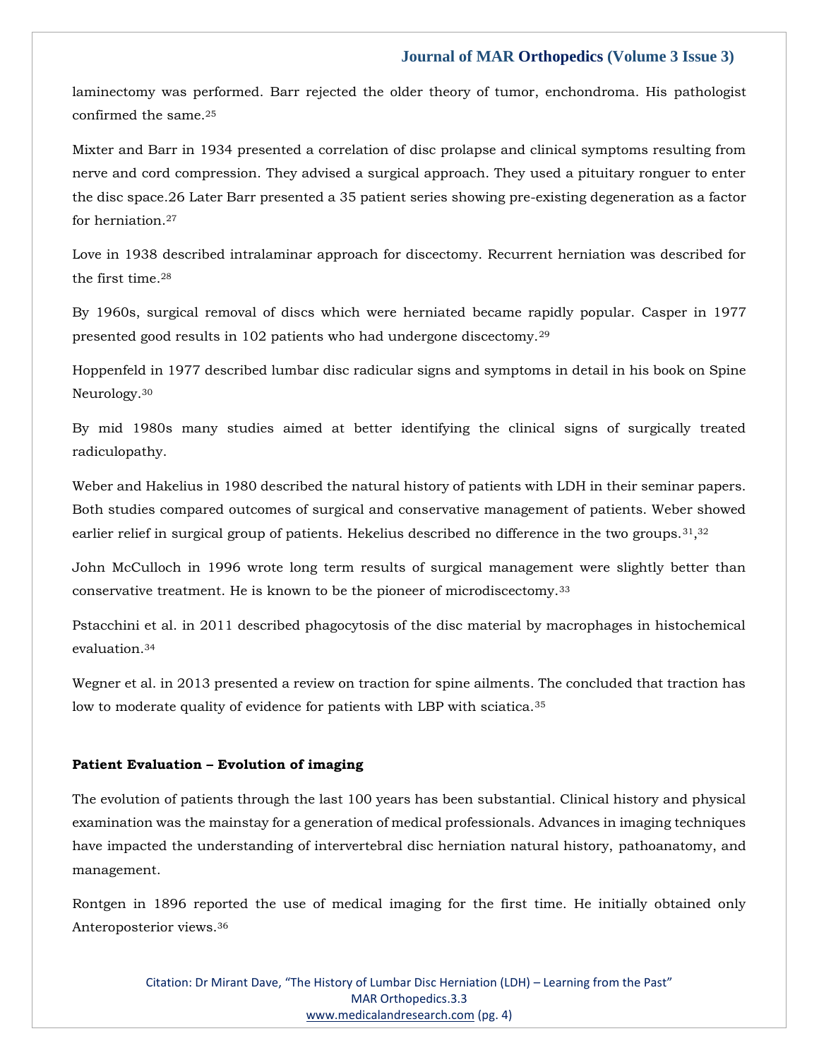laminectomy was performed. Barr rejected the older theory of tumor, enchondroma. His pathologist confirmed the same.[25]

Mixter and Barr in 1934 presented a correlation of disc prolapse and clinical symptoms resulting from nerve and cord compression. They advised a surgical approach. They used a pituitary ronguer to enter the disc space.26 Later Barr presented a 35 patient series showing pre-existing degeneration as a factor for herniation.[27]

Love in 1938 described intralaminar approach for discectomy. Recurrent herniation was described for the first time.[28]

By 1960s, surgical removal of discs which were herniated became rapidly popular. Casper in 1977 presented good results in 102 patients who had undergone discectomy.[29]

Hoppenfeld in 1977 described lumbar disc radicular signs and symptoms in detail in his book on Spine Neurology.[30]

By mid 1980s many studies aimed at better identifying the clinical signs of surgically treated radiculopathy.

Weber and Hakelius in 1980 described the natural history of patients with LDH in their seminar papers. Both studies compared outcomes of surgical and conservative management of patients. Weber showed earlier relief in surgical group of patients. Hekelius described no difference in the two groups.[31],[32]

John McCulloch in 1996 wrote long term results of surgical management were slightly better than conservative treatment. He is known to be the pioneer of microdiscectomy.[33]

Pstacchini et al. in 2011 described phagocytosis of the disc material by macrophages in histochemical evaluation.[34]

Wegner et al. in 2013 presented a review on traction for spine ailments. The concluded that traction has low to moderate quality of evidence for patients with LBP with sciatica.[35]

**Patient Evaluation – Evolution of imaging**

The evolution of patients through the last 100 years has been substantial. Clinical history and physical examination was the mainstay for a generation of medical professionals. Advances in imaging techniques have impacted the understanding of intervertebral disc herniation natural history, pathoanatomy, and management.

Rontgen in 1896 reported the use of medical imaging for the first time. He initially obtained only Anteroposterior views.[36]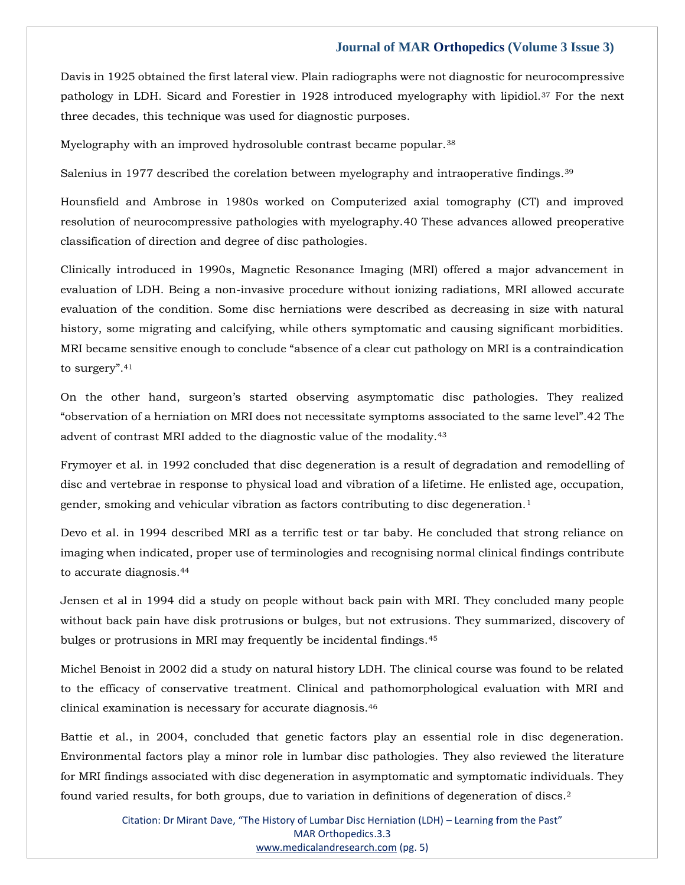Davis in 1925 obtained the first lateral view. Plain radiographs were not diagnostic for neurocompressive pathology in LDH. Sicard and Forestier in 1928 introduced myelography with lipidiol.[37] For the next three decades, this technique was used for diagnostic purposes.

Myelography with an improved hydrosoluble contrast became popular.[38]

Salenius in 1977 described the corelation between myelography and intraoperative findings.[39]

Hounsfield and Ambrose in 1980s worked on Computerized axial tomography (CT) and improved resolution of neurocompressive pathologies with myelography.40 These advances allowed preoperative classification of direction and degree of disc pathologies.

Clinically introduced in 1990s, Magnetic Resonance Imaging (MRI) offered a major advancement in evaluation of LDH. Being a non-invasive procedure without ionizing radiations, MRI allowed accurate evaluation of the condition. Some disc herniations were described as decreasing in size with natural history, some migrating and calcifying, while others symptomatic and causing significant morbidities. MRI became sensitive enough to conclude "absence of a clear cut pathology on MRI is a contraindication to surgery".[41]

On the other hand, surgeon's started observing asymptomatic disc pathologies. They realized "observation of a herniation on MRI does not necessitate symptoms associated to the same level".42 The advent of contrast MRI added to the diagnostic value of the modality.[43]

Frymoyer et al. in 1992 concluded that disc degeneration is a result of degradation and remodelling of disc and vertebrae in response to physical load and vibration of a lifetime. He enlisted age, occupation, gender, smoking and vehicular vibration as factors contributing to disc degeneration.[1]

Devo et al. in 1994 described MRI as a terrific test or tar baby. He concluded that strong reliance on imaging when indicated, proper use of terminologies and recognising normal clinical findings contribute to accurate diagnosis.[44]

Jensen et al in 1994 did a study on people without back pain with MRI. They concluded many people without back pain have disk protrusions or bulges, but not extrusions. They summarized, discovery of bulges or protrusions in MRI may frequently be incidental findings.[45]

Michel Benoist in 2002 did a study on natural history LDH. The clinical course was found to be related to the efficacy of conservative treatment. Clinical and pathomorphological evaluation with MRI and clinical examination is necessary for accurate diagnosis.[46]

Battie et al., in 2004, concluded that genetic factors play an essential role in disc degeneration. Environmental factors play a minor role in lumbar disc pathologies. They also reviewed the literature for MRI findings associated with disc degeneration in asymptomatic and symptomatic individuals. They found varied results, for both groups, due to variation in definitions of degeneration of discs.[2]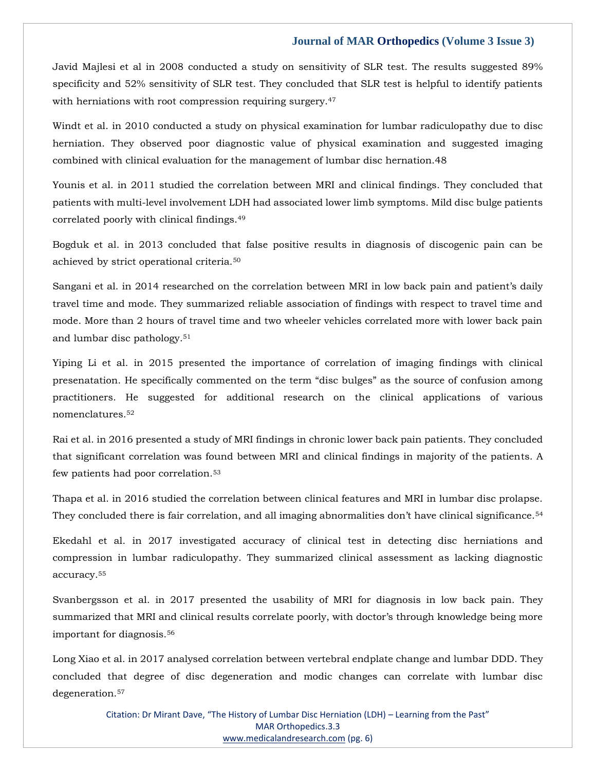Javid Majlesi et al in 2008 conducted a study on sensitivity of SLR test. The results suggested 89% specificity and 52% sensitivity of SLR test. They concluded that SLR test is helpful to identify patients with herniations with root compression requiring surgery.[47]

Windt et al. in 2010 conducted a study on physical examination for lumbar radiculopathy due to disc herniation. They observed poor diagnostic value of physical examination and suggested imaging combined with clinical evaluation for the management of lumbar disc hernation.48

Younis et al. in 2011 studied the correlation between MRI and clinical findings. They concluded that patients with multi-level involvement LDH had associated lower limb symptoms. Mild disc bulge patients correlated poorly with clinical findings.[49]

Bogduk et al. in 2013 concluded that false positive results in diagnosis of discogenic pain can be achieved by strict operational criteria.[50]

Sangani et al. in 2014 researched on the correlation between MRI in low back pain and patient's daily travel time and mode. They summarized reliable association of findings with respect to travel time and mode. More than 2 hours of travel time and two wheeler vehicles correlated more with lower back pain and lumbar disc pathology.[51]

Yiping Li et al. in 2015 presented the importance of correlation of imaging findings with clinical presenatation. He specifically commented on the term "disc bulges" as the source of confusion among practitioners. He suggested for additional research on the clinical applications of various nomenclatures.[52]

Rai et al. in 2016 presented a study of MRI findings in chronic lower back pain patients. They concluded that significant correlation was found between MRI and clinical findings in majority of the patients. A few patients had poor correlation.[53]

Thapa et al. in 2016 studied the correlation between clinical features and MRI in lumbar disc prolapse. They concluded there is fair correlation, and all imaging abnormalities don't have clinical significance.[54]

Ekedahl et al. in 2017 investigated accuracy of clinical test in detecting disc herniations and compression in lumbar radiculopathy. They summarized clinical assessment as lacking diagnostic accuracy.[55]

Svanbergsson et al. in 2017 presented the usability of MRI for diagnosis in low back pain. They summarized that MRI and clinical results correlate poorly, with doctor's through knowledge being more important for diagnosis.[56]

Long Xiao et al. in 2017 analysed correlation between vertebral endplate change and lumbar DDD. They concluded that degree of disc degeneration and modic changes can correlate with lumbar disc degeneration.[57]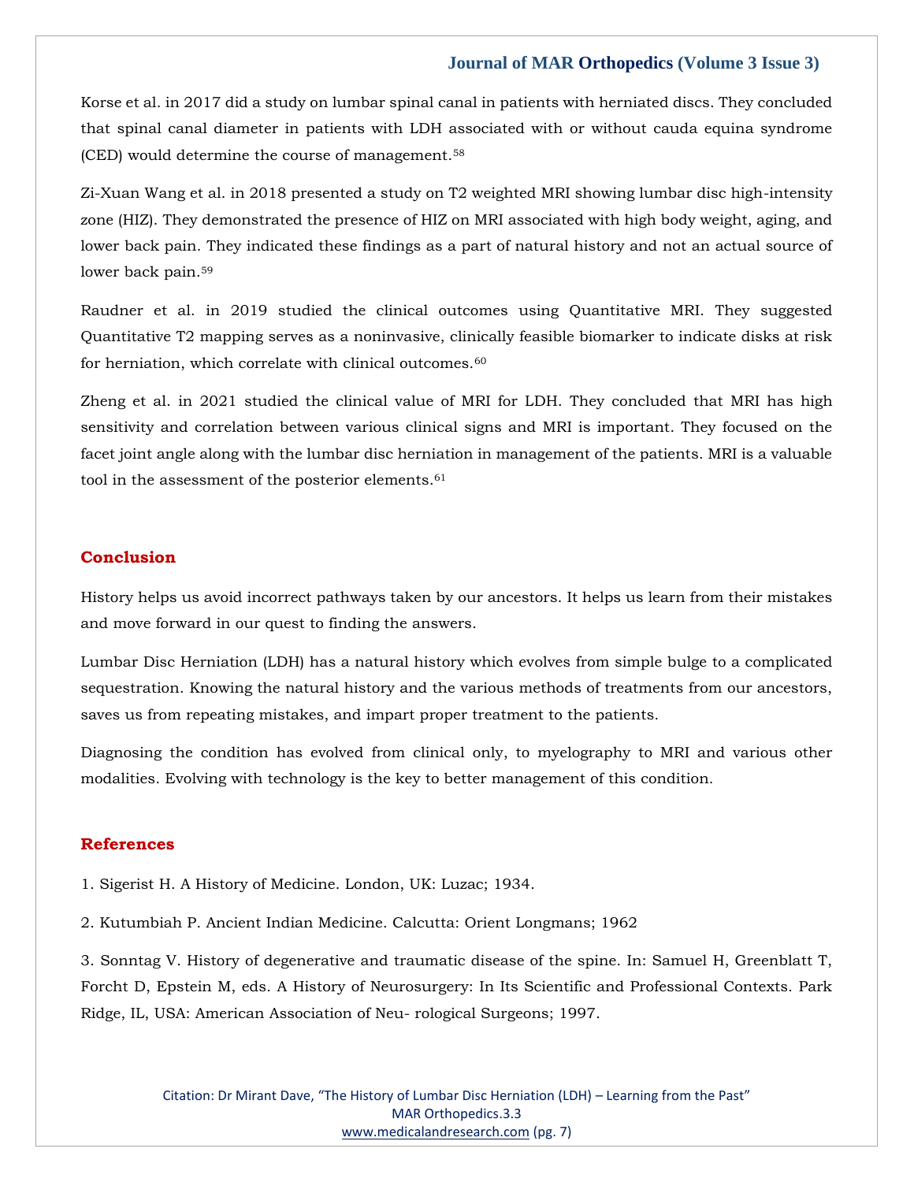Korse et al. in 2017 did a study on lumbar spinal canal in patients with herniated discs. They concluded that spinal canal diameter in patients with LDH associated with or without cauda equina syndrome (CED) would determine the course of management.[58]

Zi-Xuan Wang et al. in 2018 presented a study on T2 weighted MRI showing lumbar disc high-intensity zone (HIZ). They demonstrated the presence of HIZ on MRI associated with high body weight, aging, and lower back pain. They indicated these findings as a part of natural history and not an actual source of lower back pain.[59]

Raudner et al. in 2019 studied the clinical outcomes using Quantitative MRI. They suggested Quantitative T2 mapping serves as a noninvasive, clinically feasible biomarker to indicate disks at risk for herniation, which correlate with clinical outcomes.[60]

Zheng et al. in 2021 studied the clinical value of MRI for LDH. They concluded that MRI has high sensitivity and correlation between various clinical signs and MRI is important. They focused on the facet joint angle along with the lumbar disc herniation in management of the patients. MRI is a valuable tool in the assessment of the posterior elements.[61]

## Conclusion

History helps us avoid incorrect pathways taken by our ancestors. It helps us learn from their mistakes and move forward in our quest to finding the answers.

Lumbar Disc Herniation (LDH) has a natural history which evolves from simple bulge to a complicated sequestration. Knowing the natural history and the various methods of treatments from our ancestors, saves us from repeating mistakes, and impart proper treatment to the patients.

Diagnosing the condition has evolved from clinical only, to myelography to MRI and various other modalities. Evolving with technology is the key to better management of this condition.

## References

1. Sigerist H. A History of Medicine. London, UK: Luzac; 1934.

2. Kutumbiah P. Ancient Indian Medicine. Calcutta: Orient Longmans; 1962

3. Sonntag V. History of degenerative and traumatic disease of the spine. In: Samuel H, Greenblatt T, Forcht D, Epstein M, eds. A History of Neurosurgery: In Its Scientific and Professional Contexts. Park Ridge, IL, USA: American Association of Neu- rological Surgeons; 1997.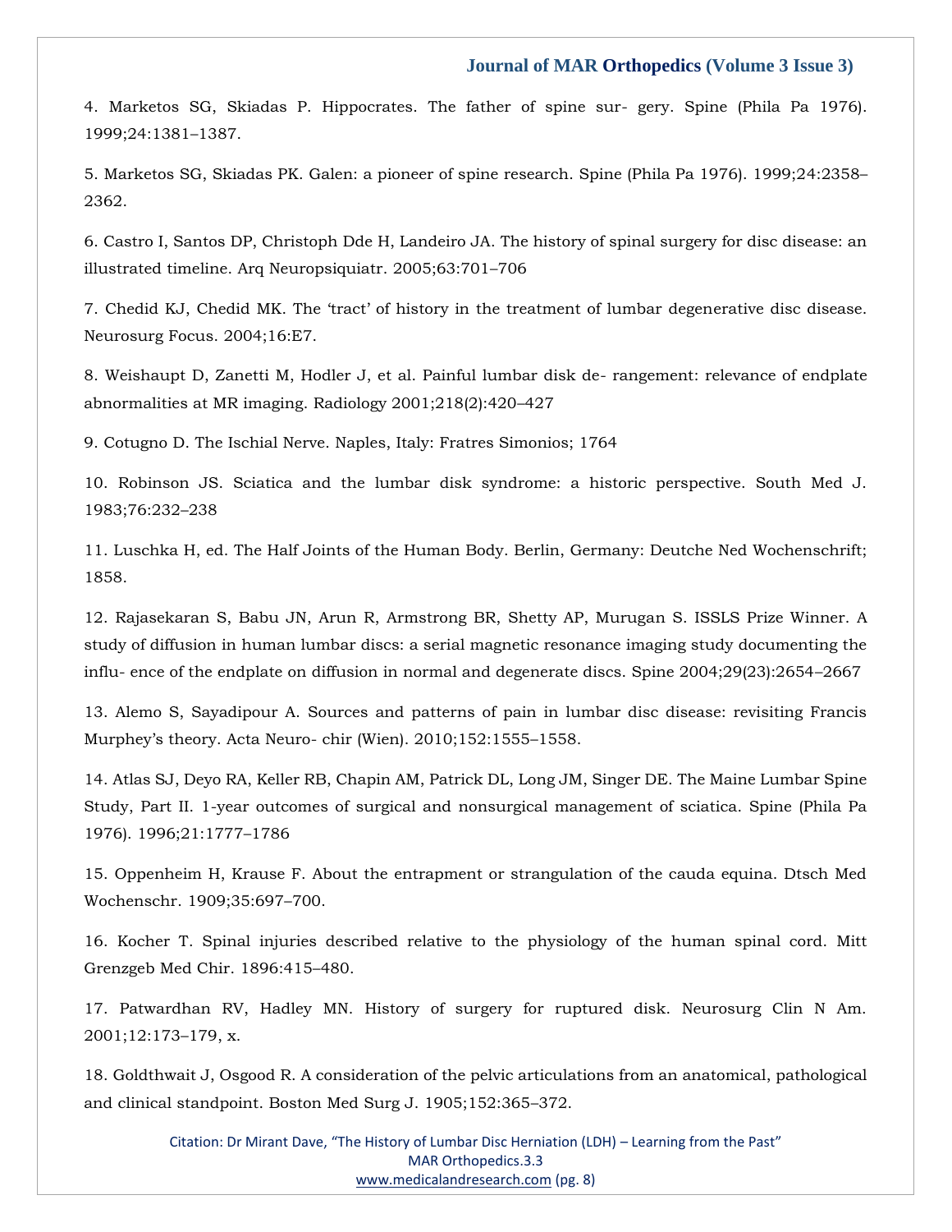4. Marketos SG, Skiadas P. Hippocrates. The father of spine sur- gery. Spine (Phila Pa 1976). 1999;24:1381–1387.

5. Marketos SG, Skiadas PK. Galen: a pioneer of spine research. Spine (Phila Pa 1976). 1999;24:2358–2362.

6. Castro I, Santos DP, Christoph Dde H, Landeiro JA. The history of spinal surgery for disc disease: an illustrated timeline. Arq Neuropsiquiatr. 2005;63:701–706

7. Chedid KJ, Chedid MK. The 'tract' of history in the treatment of lumbar degenerative disc disease. Neurosurg Focus. 2004;16:E7.

8. Weishaupt D, Zanetti M, Hodler J, et al. Painful lumbar disk de- rangement: relevance of endplate abnormalities at MR imaging. Radiology 2001;218(2):420–427

9. Cotugno D. The Ischial Nerve. Naples, Italy: Fratres Simonios; 1764

10. Robinson JS. Sciatica and the lumbar disk syndrome: a historic perspective. South Med J. 1983;76:232–238

11. Luschka H, ed. The Half Joints of the Human Body. Berlin, Germany: Deutche Ned Wochenschrift; 1858.

12. Rajasekaran S, Babu JN, Arun R, Armstrong BR, Shetty AP, Murugan S. ISSLS Prize Winner. A study of diffusion in human lumbar discs: a serial magnetic resonance imaging study documenting the influ- ence of the endplate on diffusion in normal and degenerate discs. Spine 2004;29(23):2654–2667

13. Alemo S, Sayadipour A. Sources and patterns of pain in lumbar disc disease: revisiting Francis Murphey's theory. Acta Neuro- chir (Wien). 2010;152:1555–1558.

14. Atlas SJ, Deyo RA, Keller RB, Chapin AM, Patrick DL, Long JM, Singer DE. The Maine Lumbar Spine Study, Part II. 1-year outcomes of surgical and nonsurgical management of sciatica. Spine (Phila Pa 1976). 1996;21:1777–1786

15. Oppenheim H, Krause F. About the entrapment or strangulation of the cauda equina. Dtsch Med Wochenschr. 1909;35:697–700.

16. Kocher T. Spinal injuries described relative to the physiology of the human spinal cord. Mitt Grenzgeb Med Chir. 1896:415–480.

17. Patwardhan RV, Hadley MN. History of surgery for ruptured disk. Neurosurg Clin N Am. 2001;12:173–179, x.

18. Goldthwait J, Osgood R. A consideration of the pelvic articulations from an anatomical, pathological and clinical standpoint. Boston Med Surg J. 1905;152:365–372.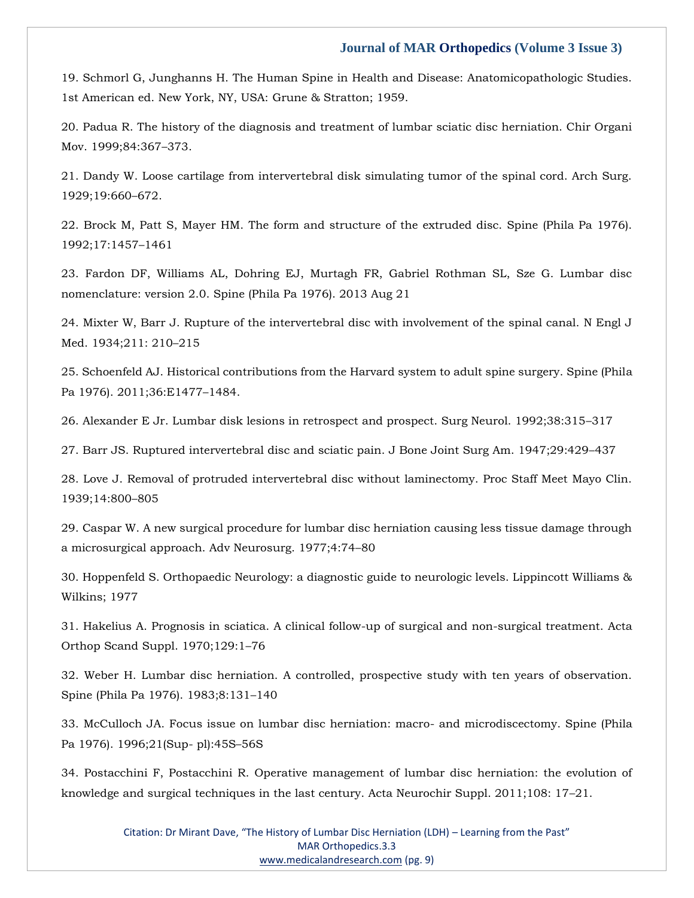19. Schmorl G, Junghanns H. The Human Spine in Health and Disease: Anatomicopathologic Studies. 1st American ed. New York, NY, USA: Grune & Stratton; 1959.

20. Padua R. The history of the diagnosis and treatment of lumbar sciatic disc herniation. Chir Organi Mov. 1999;84:367–373.

21. Dandy W. Loose cartilage from intervertebral disk simulating tumor of the spinal cord. Arch Surg. 1929;19:660–672.

22. Brock M, Patt S, Mayer HM. The form and structure of the extruded disc. Spine (Phila Pa 1976). 1992;17:1457–1461

23. Fardon DF, Williams AL, Dohring EJ, Murtagh FR, Gabriel Rothman SL, Sze G. Lumbar disc nomenclature: version 2.0. Spine (Phila Pa 1976). 2013 Aug 21

24. Mixter W, Barr J. Rupture of the intervertebral disc with involvement of the spinal canal. N Engl J Med. 1934;211: 210–215

25. Schoenfeld AJ. Historical contributions from the Harvard system to adult spine surgery. Spine (Phila Pa 1976). 2011;36:E1477–1484.

26. Alexander E Jr. Lumbar disk lesions in retrospect and prospect. Surg Neurol. 1992;38:315–317

27. Barr JS. Ruptured intervertebral disc and sciatic pain. J Bone Joint Surg Am. 1947;29:429–437

28. Love J. Removal of protruded intervertebral disc without laminectomy. Proc Staff Meet Mayo Clin. 1939;14:800–805

29. Caspar W. A new surgical procedure for lumbar disc herniation causing less tissue damage through a microsurgical approach. Adv Neurosurg. 1977;4:74–80

30. Hoppenfeld S. Orthopaedic Neurology: a diagnostic guide to neurologic levels. Lippincott Williams & Wilkins; 1977

31. Hakelius A. Prognosis in sciatica. A clinical follow-up of surgical and non-surgical treatment. Acta Orthop Scand Suppl. 1970;129:1–76

32. Weber H. Lumbar disc herniation. A controlled, prospective study with ten years of observation. Spine (Phila Pa 1976). 1983;8:131–140

33. McCulloch JA. Focus issue on lumbar disc herniation: macro- and microdiscectomy. Spine (Phila Pa 1976). 1996;21(Sup- pl):45S–56S

34. Postacchini F, Postacchini R. Operative management of lumbar disc herniation: the evolution of knowledge and surgical techniques in the last century. Acta Neurochir Suppl. 2011;108: 17–21.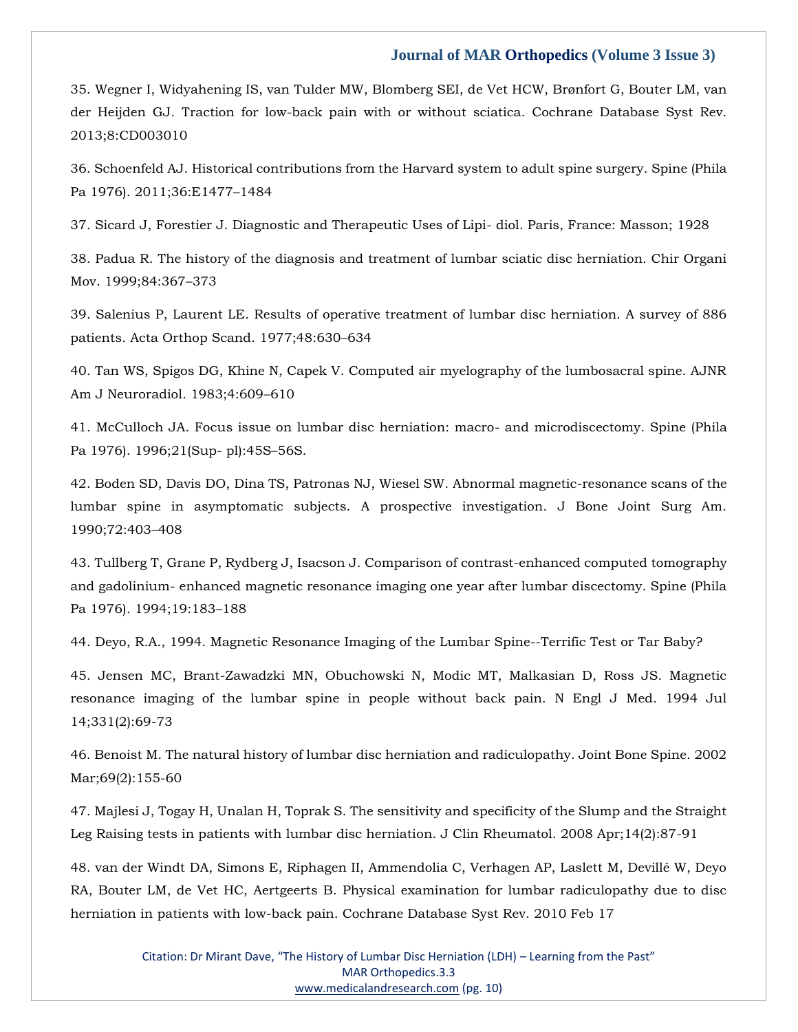35. Wegner I, Widyahening IS, van Tulder MW, Blomberg SEI, de Vet HCW, Brønfort G, Bouter LM, van der Heijden GJ. Traction for low-back pain with or without sciatica. Cochrane Database Syst Rev. 2013;8:CD003010

36. Schoenfeld AJ. Historical contributions from the Harvard system to adult spine surgery. Spine (Phila Pa 1976). 2011;36:E1477–1484

37. Sicard J, Forestier J. Diagnostic and Therapeutic Uses of Lipi- diol. Paris, France: Masson; 1928

38. Padua R. The history of the diagnosis and treatment of lumbar sciatic disc herniation. Chir Organi Mov. 1999;84:367–373

39. Salenius P, Laurent LE. Results of operative treatment of lumbar disc herniation. A survey of 886 patients. Acta Orthop Scand. 1977;48:630–634

40. Tan WS, Spigos DG, Khine N, Capek V. Computed air myelography of the lumbosacral spine. AJNR Am J Neuroradiol. 1983;4:609–610

41. McCulloch JA. Focus issue on lumbar disc herniation: macro- and microdiscectomy. Spine (Phila Pa 1976). 1996;21(Sup- pl):45S–56S.

42. Boden SD, Davis DO, Dina TS, Patronas NJ, Wiesel SW. Abnormal magnetic-resonance scans of the lumbar spine in asymptomatic subjects. A prospective investigation. J Bone Joint Surg Am. 1990;72:403–408

43. Tullberg T, Grane P, Rydberg J, Isacson J. Comparison of contrast-enhanced computed tomography and gadolinium- enhanced magnetic resonance imaging one year after lumbar discectomy. Spine (Phila Pa 1976). 1994;19:183–188

44. Deyo, R.A., 1994. Magnetic Resonance Imaging of the Lumbar Spine--Terrific Test or Tar Baby?

45. Jensen MC, Brant-Zawadzki MN, Obuchowski N, Modic MT, Malkasian D, Ross JS. Magnetic resonance imaging of the lumbar spine in people without back pain. N Engl J Med. 1994 Jul 14;331(2):69-73

46. Benoist M. The natural history of lumbar disc herniation and radiculopathy. Joint Bone Spine. 2002 Mar;69(2):155-60

47. Majlesi J, Togay H, Unalan H, Toprak S. The sensitivity and specificity of the Slump and the Straight Leg Raising tests in patients with lumbar disc herniation. J Clin Rheumatol. 2008 Apr;14(2):87-91

48. van der Windt DA, Simons E, Riphagen II, Ammendolia C, Verhagen AP, Laslett M, Devillé W, Deyo RA, Bouter LM, de Vet HC, Aertgeerts B. Physical examination for lumbar radiculopathy due to disc herniation in patients with low-back pain. Cochrane Database Syst Rev. 2010 Feb 17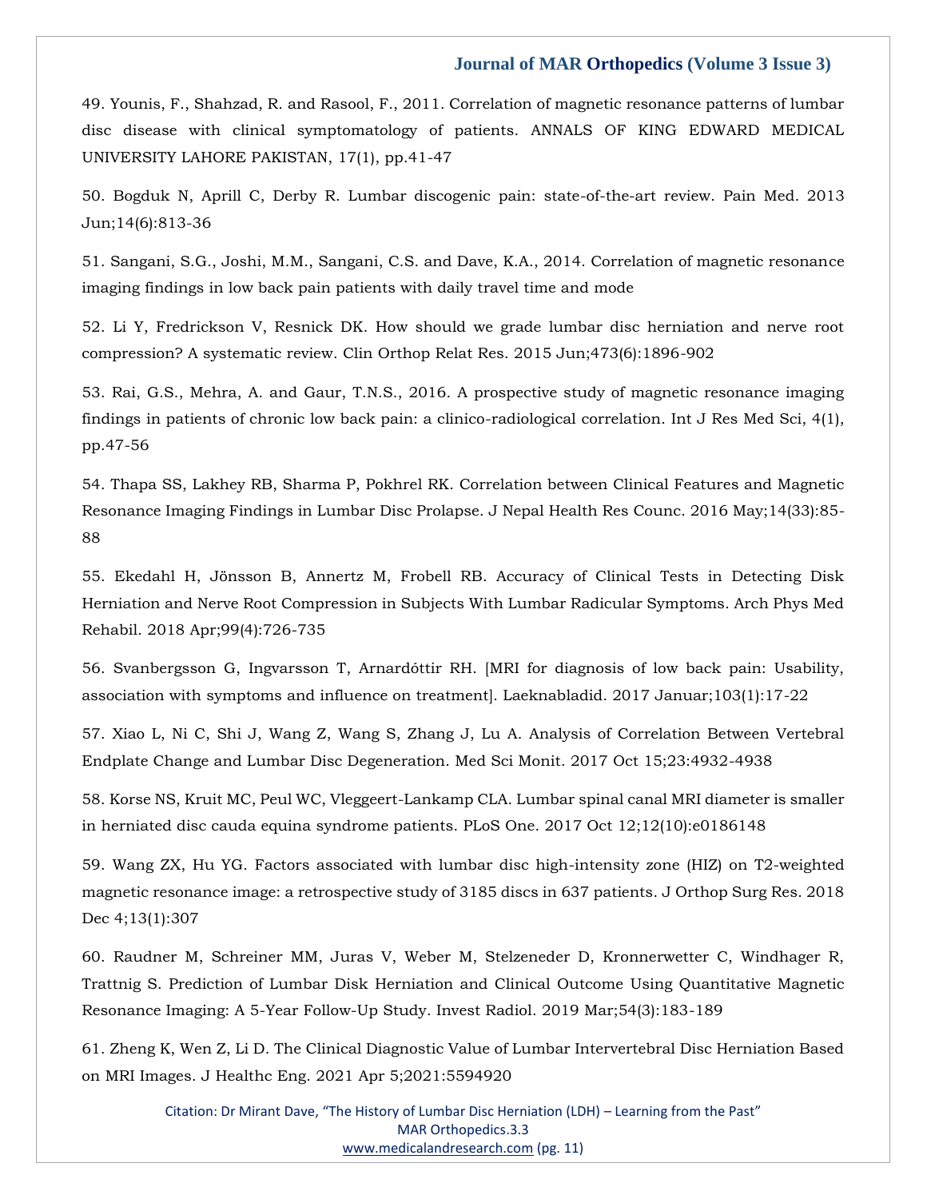49. Younis, F., Shahzad, R. and Rasool, F., 2011. Correlation of magnetic resonance patterns of lumbar disc disease with clinical symptomatology of patients. ANNALS OF KING EDWARD MEDICAL UNIVERSITY LAHORE PAKISTAN, 17(1), pp.41-47

50. Bogduk N, Aprill C, Derby R. Lumbar discogenic pain: state-of-the-art review. Pain Med. 2013 Jun;14(6):813-36

51. Sangani, S.G., Joshi, M.M., Sangani, C.S. and Dave, K.A., 2014. Correlation of magnetic resonance imaging findings in low back pain patients with daily travel time and mode

52. Li Y, Fredrickson V, Resnick DK. How should we grade lumbar disc herniation and nerve root compression? A systematic review. Clin Orthop Relat Res. 2015 Jun;473(6):1896-902

53. Rai, G.S., Mehra, A. and Gaur, T.N.S., 2016. A prospective study of magnetic resonance imaging findings in patients of chronic low back pain: a clinico-radiological correlation. Int J Res Med Sci, 4(1), pp.47-56

54. Thapa SS, Lakhey RB, Sharma P, Pokhrel RK. Correlation between Clinical Features and Magnetic Resonance Imaging Findings in Lumbar Disc Prolapse. J Nepal Health Res Counc. 2016 May;14(33):85-88

55. Ekedahl H, Jönsson B, Annertz M, Frobell RB. Accuracy of Clinical Tests in Detecting Disk Herniation and Nerve Root Compression in Subjects With Lumbar Radicular Symptoms. Arch Phys Med Rehabil. 2018 Apr;99(4):726-735

56. Svanbergsson G, Ingvarsson T, Arnardóttir RH. [MRI for diagnosis of low back pain: Usability, association with symptoms and influence on treatment]. Laeknabladid. 2017 Januar;103(1):17-22

57. Xiao L, Ni C, Shi J, Wang Z, Wang S, Zhang J, Lu A. Analysis of Correlation Between Vertebral Endplate Change and Lumbar Disc Degeneration. Med Sci Monit. 2017 Oct 15;23:4932-4938

58. Korse NS, Kruit MC, Peul WC, Vleggeert-Lankamp CLA. Lumbar spinal canal MRI diameter is smaller in herniated disc cauda equina syndrome patients. PLoS One. 2017 Oct 12;12(10):e0186148

59. Wang ZX, Hu YG. Factors associated with lumbar disc high-intensity zone (HIZ) on T2-weighted magnetic resonance image: a retrospective study of 3185 discs in 637 patients. J Orthop Surg Res. 2018 Dec 4;13(1):307

60. Raudner M, Schreiner MM, Juras V, Weber M, Stelzeneder D, Kronnerwetter C, Windhager R, Trattnig S. Prediction of Lumbar Disk Herniation and Clinical Outcome Using Quantitative Magnetic Resonance Imaging: A 5-Year Follow-Up Study. Invest Radiol. 2019 Mar;54(3):183-189

61. Zheng K, Wen Z, Li D. The Clinical Diagnostic Value of Lumbar Intervertebral Disc Herniation Based on MRI Images. J Healthc Eng. 2021 Apr 5;2021:5594920